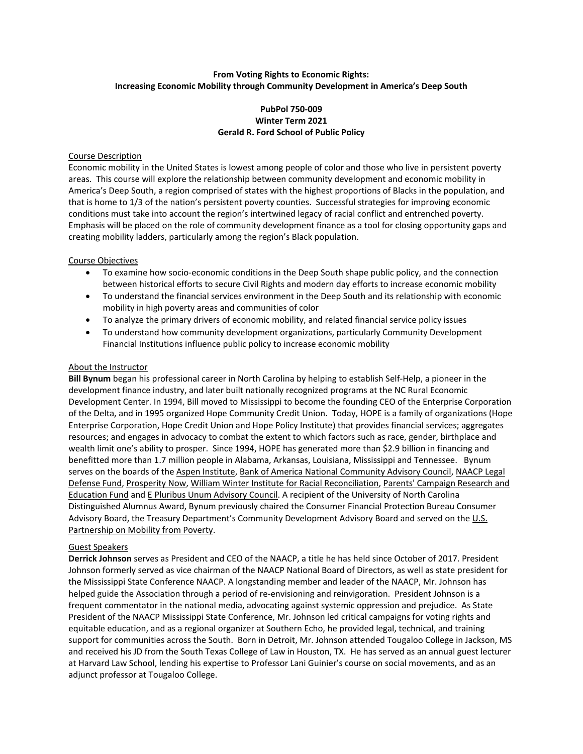**From Voting Rights to Economic Rights:**
**Increasing Economic Mobility through Community Development in America's Deep South**

**PubPol 750-009**
**Winter Term 2021**
**Gerald R. Ford School of Public Policy**

## Course Description

Economic mobility in the United States is lowest among people of color and those who live in persistent poverty areas. This course will explore the relationship between community development and economic mobility in America's Deep South, a region comprised of states with the highest proportions of Blacks in the population, and that is home to 1/3 of the nation's persistent poverty counties. Successful strategies for improving economic conditions must take into account the region's intertwined legacy of racial conflict and entrenched poverty. Emphasis will be placed on the role of community development finance as a tool for closing opportunity gaps and creating mobility ladders, particularly among the region's Black population.

## Course Objectives

- To examine how socio-economic conditions in the Deep South shape public policy, and the connection between historical efforts to secure Civil Rights and modern day efforts to increase economic mobility
- To understand the financial services environment in the Deep South and its relationship with economic mobility in high poverty areas and communities of color
- To analyze the primary drivers of economic mobility, and related financial service policy issues
- To understand how community development organizations, particularly Community Development Financial Institutions influence public policy to increase economic mobility

## About the Instructor

**Bill Bynum** began his professional career in North Carolina by helping to establish Self-Help, a pioneer in the development finance industry, and later built nationally recognized programs at the NC Rural Economic Development Center. In 1994, Bill moved to Mississippi to become the founding CEO of the Enterprise Corporation of the Delta, and in 1995 organized Hope Community Credit Union. Today, HOPE is a family of organizations (Hope Enterprise Corporation, Hope Credit Union and Hope Policy Institute) that provides financial services; aggregates resources; and engages in advocacy to combat the extent to which factors such as race, gender, birthplace and wealth limit one's ability to prosper. Since 1994, HOPE has generated more than $2.9 billion in financing and benefitted more than 1.7 million people in Alabama, Arkansas, Louisiana, Mississippi and Tennessee. Bynum serves on the boards of the Aspen Institute, Bank of America National Community Advisory Council, NAACP Legal Defense Fund, Prosperity Now, William Winter Institute for Racial Reconciliation, Parents' Campaign Research and Education Fund and E Pluribus Unum Advisory Council. A recipient of the University of North Carolina Distinguished Alumnus Award, Bynum previously chaired the Consumer Financial Protection Bureau Consumer Advisory Board, the Treasury Department's Community Development Advisory Board and served on the U.S. Partnership on Mobility from Poverty.

## Guest Speakers

**Derrick Johnson** serves as President and CEO of the NAACP, a title he has held since October of 2017. President Johnson formerly served as vice chairman of the NAACP National Board of Directors, as well as state president for the Mississippi State Conference NAACP. A longstanding member and leader of the NAACP, Mr. Johnson has helped guide the Association through a period of re-envisioning and reinvigoration. President Johnson is a frequent commentator in the national media, advocating against systemic oppression and prejudice. As State President of the NAACP Mississippi State Conference, Mr. Johnson led critical campaigns for voting rights and equitable education, and as a regional organizer at Southern Echo, he provided legal, technical, and training support for communities across the South. Born in Detroit, Mr. Johnson attended Tougaloo College in Jackson, MS and received his JD from the South Texas College of Law in Houston, TX. He has served as an annual guest lecturer at Harvard Law School, lending his expertise to Professor Lani Guinier's course on social movements, and as an adjunct professor at Tougaloo College.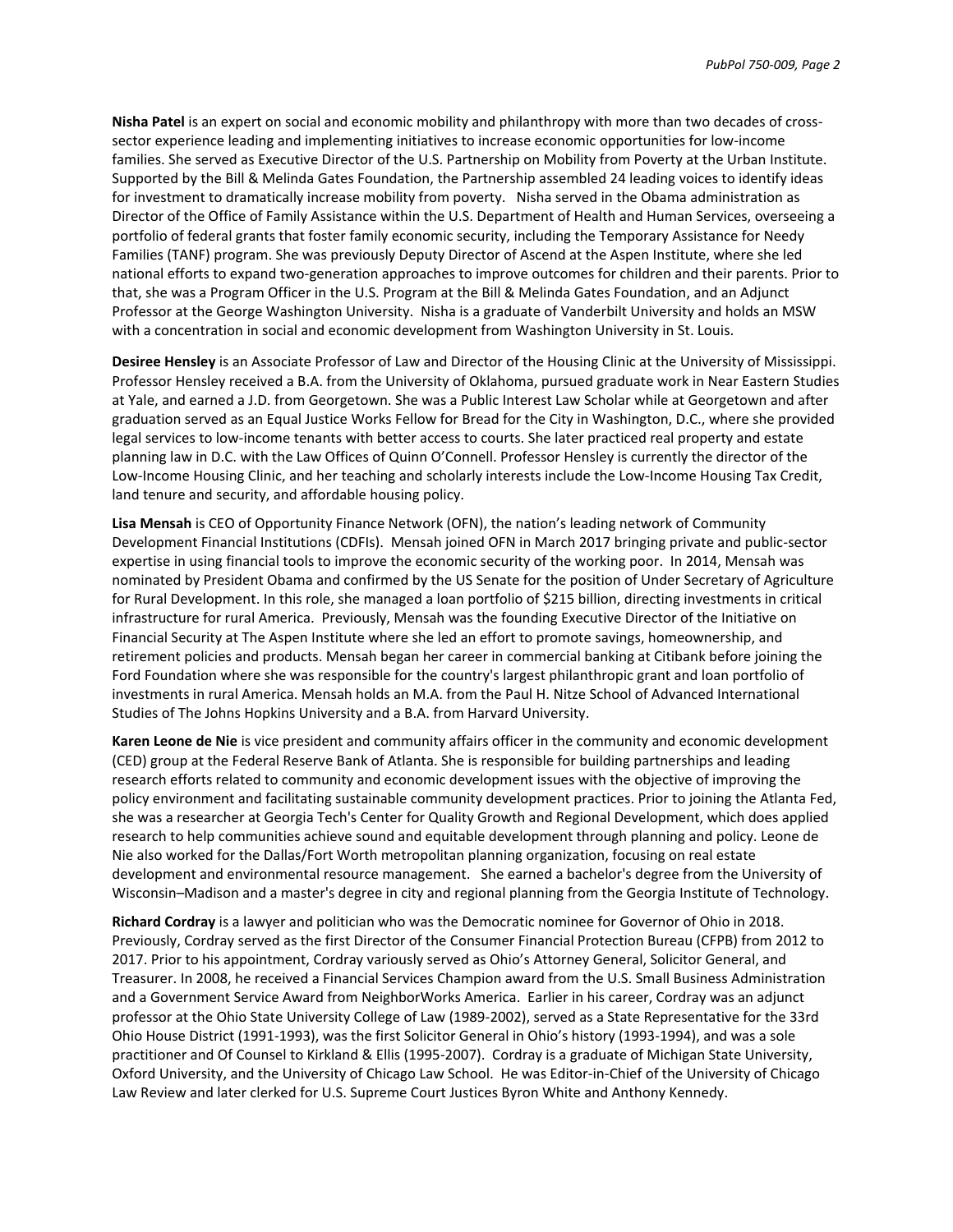**Nisha Patel** is an expert on social and economic mobility and philanthropy with more than two decades of cross-sector experience leading and implementing initiatives to increase economic opportunities for low-income families. She served as Executive Director of the U.S. Partnership on Mobility from Poverty at the Urban Institute. Supported by the Bill & Melinda Gates Foundation, the Partnership assembled 24 leading voices to identify ideas for investment to dramatically increase mobility from poverty. Nisha served in the Obama administration as Director of the Office of Family Assistance within the U.S. Department of Health and Human Services, overseeing a portfolio of federal grants that foster family economic security, including the Temporary Assistance for Needy Families (TANF) program. She was previously Deputy Director of Ascend at the Aspen Institute, where she led national efforts to expand two-generation approaches to improve outcomes for children and their parents. Prior to that, she was a Program Officer in the U.S. Program at the Bill & Melinda Gates Foundation, and an Adjunct Professor at the George Washington University. Nisha is a graduate of Vanderbilt University and holds an MSW with a concentration in social and economic development from Washington University in St. Louis.

**Desiree Hensley** is an Associate Professor of Law and Director of the Housing Clinic at the University of Mississippi. Professor Hensley received a B.A. from the University of Oklahoma, pursued graduate work in Near Eastern Studies at Yale, and earned a J.D. from Georgetown. She was a Public Interest Law Scholar while at Georgetown and after graduation served as an Equal Justice Works Fellow for Bread for the City in Washington, D.C., where she provided legal services to low-income tenants with better access to courts. She later practiced real property and estate planning law in D.C. with the Law Offices of Quinn O'Connell. Professor Hensley is currently the director of the Low-Income Housing Clinic, and her teaching and scholarly interests include the Low-Income Housing Tax Credit, land tenure and security, and affordable housing policy.

**Lisa Mensah** is CEO of Opportunity Finance Network (OFN), the nation's leading network of Community Development Financial Institutions (CDFIs). Mensah joined OFN in March 2017 bringing private and public-sector expertise in using financial tools to improve the economic security of the working poor. In 2014, Mensah was nominated by President Obama and confirmed by the US Senate for the position of Under Secretary of Agriculture for Rural Development. In this role, she managed a loan portfolio of $215 billion, directing investments in critical infrastructure for rural America. Previously, Mensah was the founding Executive Director of the Initiative on Financial Security at The Aspen Institute where she led an effort to promote savings, homeownership, and retirement policies and products. Mensah began her career in commercial banking at Citibank before joining the Ford Foundation where she was responsible for the country's largest philanthropic grant and loan portfolio of investments in rural America. Mensah holds an M.A. from the Paul H. Nitze School of Advanced International Studies of The Johns Hopkins University and a B.A. from Harvard University.

**Karen Leone de Nie** is vice president and community affairs officer in the community and economic development (CED) group at the Federal Reserve Bank of Atlanta. She is responsible for building partnerships and leading research efforts related to community and economic development issues with the objective of improving the policy environment and facilitating sustainable community development practices. Prior to joining the Atlanta Fed, she was a researcher at Georgia Tech's Center for Quality Growth and Regional Development, which does applied research to help communities achieve sound and equitable development through planning and policy. Leone de Nie also worked for the Dallas/Fort Worth metropolitan planning organization, focusing on real estate development and environmental resource management. She earned a bachelor's degree from the University of Wisconsin–Madison and a master's degree in city and regional planning from the Georgia Institute of Technology.

**Richard Cordray** is a lawyer and politician who was the Democratic nominee for Governor of Ohio in 2018. Previously, Cordray served as the first Director of the Consumer Financial Protection Bureau (CFPB) from 2012 to 2017. Prior to his appointment, Cordray variously served as Ohio's Attorney General, Solicitor General, and Treasurer. In 2008, he received a Financial Services Champion award from the U.S. Small Business Administration and a Government Service Award from NeighborWorks America. Earlier in his career, Cordray was an adjunct professor at the Ohio State University College of Law (1989-2002), served as a State Representative for the 33rd Ohio House District (1991-1993), was the first Solicitor General in Ohio's history (1993-1994), and was a sole practitioner and Of Counsel to Kirkland & Ellis (1995-2007). Cordray is a graduate of Michigan State University, Oxford University, and the University of Chicago Law School. He was Editor-in-Chief of the University of Chicago Law Review and later clerked for U.S. Supreme Court Justices Byron White and Anthony Kennedy.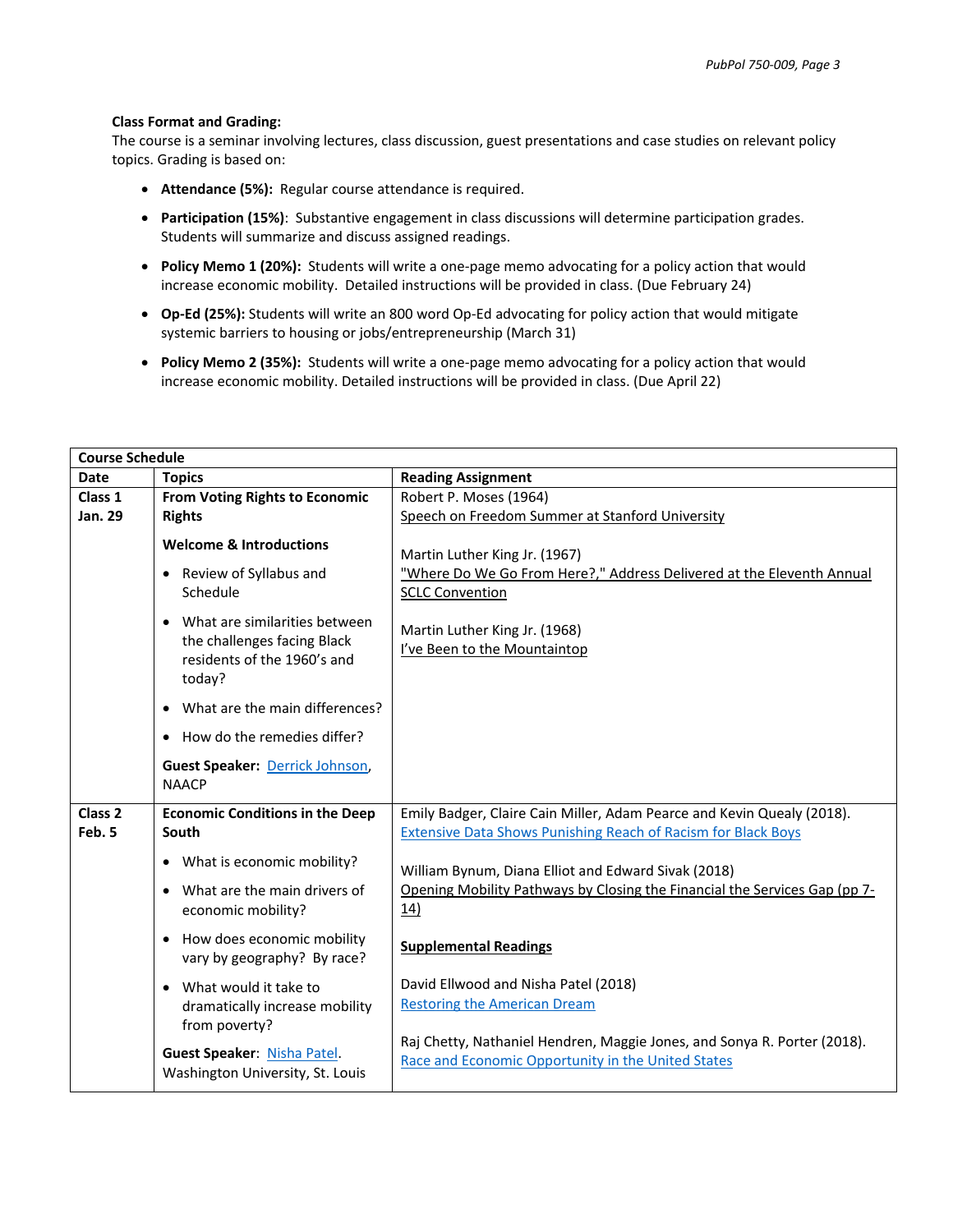**Class Format and Grading:**
The course is a seminar involving lectures, class discussion, guest presentations and case studies on relevant policy topics. Grading is based on:

- **Attendance (5%):** Regular course attendance is required.
- **Participation (15%)**: Substantive engagement in class discussions will determine participation grades. Students will summarize and discuss assigned readings.
- **Policy Memo 1 (20%):** Students will write a one-page memo advocating for a policy action that would increase economic mobility. Detailed instructions will be provided in class. (Due February 24)
- **Op-Ed (25%):** Students will write an 800 word Op-Ed advocating for policy action that would mitigate systemic barriers to housing or jobs/entrepreneurship (March 31)
- **Policy Memo 2 (35%):** Students will write a one-page memo advocating for a policy action that would increase economic mobility. Detailed instructions will be provided in class. (Due April 22)

| **Course Schedule** | | |
|---|---|---|
| **Date** | **Topics** | **Reading Assignment** |
| **Class 1**<br>**Jan. 29** | **From Voting Rights to Economic Rights**<br><br>**Welcome & Introductions**<br>• Review of Syllabus and Schedule<br>• What are similarities between the challenges facing Black residents of the 1960's and today?<br>• What are the main differences?<br>• How do the remedies differ?<br><br>**Guest Speaker:** Derrick Johnson, NAACP | Robert P. Moses (1964)<br>Speech on Freedom Summer at Stanford University<br><br>Martin Luther King Jr. (1967)<br>"Where Do We Go From Here?," Address Delivered at the Eleventh Annual SCLC Convention<br><br>Martin Luther King Jr. (1968)<br>I've Been to the Mountaintop |
| **Class 2**<br>**Feb. 5** | **Economic Conditions in the Deep South**<br>• What is economic mobility?<br>• What are the main drivers of economic mobility?<br>• How does economic mobility vary by geography? By race?<br>• What would it take to dramatically increase mobility from poverty?<br><br>**Guest Speaker**: Nisha Patel. Washington University, St. Louis | Emily Badger, Claire Cain Miller, Adam Pearce and Kevin Quealy (2018).<br>Extensive Data Shows Punishing Reach of Racism for Black Boys<br><br>William Bynum, Diana Elliot and Edward Sivak (2018)<br>Opening Mobility Pathways by Closing the Financial the Services Gap (pp 7-14)<br><br>**Supplemental Readings**<br><br>David Ellwood and Nisha Patel (2018)<br>Restoring the American Dream<br><br>Raj Chetty, Nathaniel Hendren, Maggie Jones, and Sonya R. Porter (2018).<br>Race and Economic Opportunity in the United States |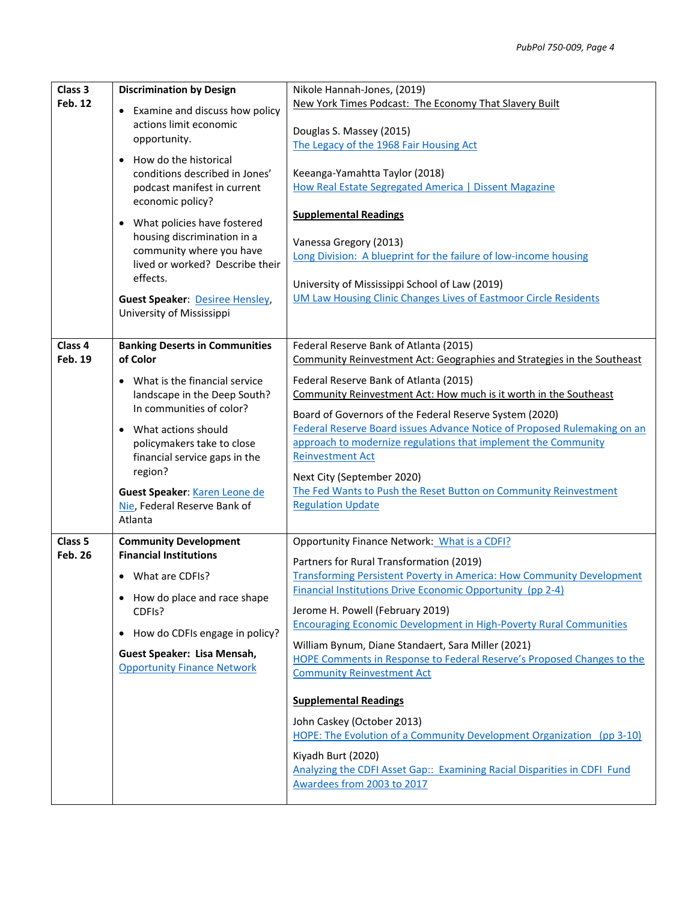| | | |
|---|---|---|
| **Class 3**<br>**Feb. 12** | **Discrimination by Design**<br>• Examine and discuss how policy actions limit economic opportunity.<br>• How do the historical conditions described in Jones' podcast manifest in current economic policy?<br>• What policies have fostered housing discrimination in a community where you have lived or worked? Describe their effects.<br>**Guest Speaker**: Desiree Hensley, University of Mississippi | Nikole Hannah-Jones, (2019)<br>New York Times Podcast: The Economy That Slavery Built<br><br>Douglas S. Massey (2015)<br>The Legacy of the 1968 Fair Housing Act<br><br>Keeanga-Yamahtta Taylor (2018)<br>How Real Estate Segregated America \| Dissent Magazine<br><br>**Supplemental Readings**<br><br>Vanessa Gregory (2013)<br>Long Division: A blueprint for the failure of low-income housing<br><br>University of Mississippi School of Law (2019)<br>UM Law Housing Clinic Changes Lives of Eastmoor Circle Residents |
| **Class 4**<br>**Feb. 19** | **Banking Deserts in Communities of Color**<br>• What is the financial service landscape in the Deep South? In communities of color?<br>• What actions should policymakers take to close financial service gaps in the region?<br>**Guest Speaker**: Karen Leone de Nie, Federal Reserve Bank of Atlanta | Federal Reserve Bank of Atlanta (2015)<br>Community Reinvestment Act: Geographies and Strategies in the Southeast<br><br>Federal Reserve Bank of Atlanta (2015)<br>Community Reinvestment Act: How much is it worth in the Southeast<br><br>Board of Governors of the Federal Reserve System (2020)<br>Federal Reserve Board issues Advance Notice of Proposed Rulemaking on an approach to modernize regulations that implement the Community Reinvestment Act<br><br>Next City (September 2020)<br>The Fed Wants to Push the Reset Button on Community Reinvestment Regulation Update |
| **Class 5**<br>**Feb. 26** | **Community Development Financial Institutions**<br>• What are CDFIs?<br>• How do place and race shape CDFIs?<br>• How do CDFIs engage in policy?<br>**Guest Speaker: Lisa Mensah,** Opportunity Finance Network | Opportunity Finance Network: What is a CDFI?<br><br>Partners for Rural Transformation (2019)<br>Transforming Persistent Poverty in America: How Community Development Financial Institutions Drive Economic Opportunity (pp 2-4)<br><br>Jerome H. Powell (February 2019)<br>Encouraging Economic Development in High-Poverty Rural Communities<br><br>William Bynum, Diane Standaert, Sara Miller (2021)<br>HOPE Comments in Response to Federal Reserve's Proposed Changes to the Community Reinvestment Act<br><br>**Supplemental Readings**<br><br>John Caskey (October 2013)<br>HOPE: The Evolution of a Community Development Organization (pp 3-10)<br><br>Kiyadh Burt (2020)<br>Analyzing the CDFI Asset Gap:: Examining Racial Disparities in CDFI Fund Awardees from 2003 to 2017 |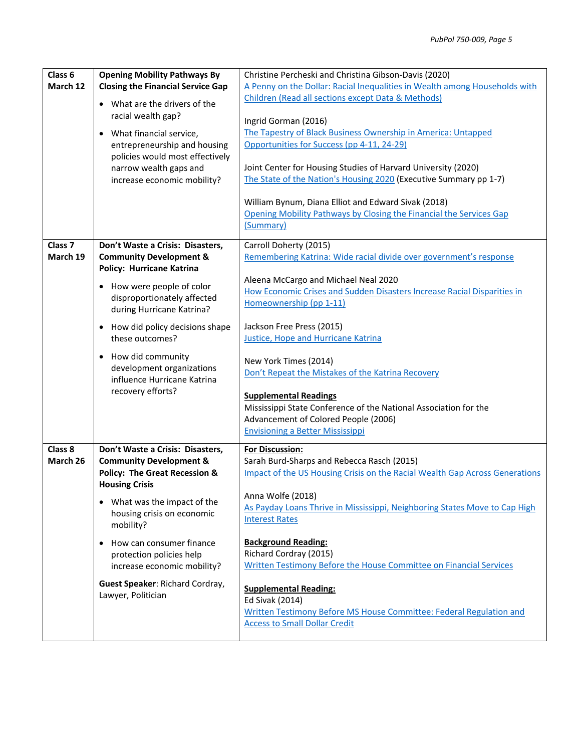| | | |
|---|---|---|
| **Class 6**<br>**March 12** | **Opening Mobility Pathways By Closing the Financial Service Gap**<br>• What are the drivers of the racial wealth gap?<br>• What financial service, entrepreneurship and housing policies would most effectively narrow wealth gaps and increase economic mobility? | Christine Percheski and Christina Gibson-Davis (2020)<br>A Penny on the Dollar: Racial Inequalities in Wealth among Households with Children (Read all sections except Data & Methods)<br><br>Ingrid Gorman (2016)<br>The Tapestry of Black Business Ownership in America: Untapped Opportunities for Success (pp 4-11, 24-29)<br><br>Joint Center for Housing Studies of Harvard University (2020)<br>The State of the Nation's Housing 2020 (Executive Summary pp 1-7)<br><br>William Bynum, Diana Elliot and Edward Sivak (2018)<br>Opening Mobility Pathways by Closing the Financial the Services Gap (Summary) |
| **Class 7**<br>**March 19** | **Don't Waste a Crisis: Disasters, Community Development & Policy: Hurricane Katrina**<br>• How were people of color disproportionately affected during Hurricane Katrina?<br>• How did policy decisions shape these outcomes?<br>• How did community development organizations influence Hurricane Katrina recovery efforts? | Carroll Doherty (2015)<br>Remembering Katrina: Wide racial divide over government's response<br><br>Aleena McCargo and Michael Neal 2020<br>How Economic Crises and Sudden Disasters Increase Racial Disparities in Homeownership (pp 1-11)<br><br>Jackson Free Press (2015)<br>Justice, Hope and Hurricane Katrina<br><br>New York Times (2014)<br>Don't Repeat the Mistakes of the Katrina Recovery<br><br>**Supplemental Readings**<br>Mississippi State Conference of the National Association for the Advancement of Colored People (2006)<br>Envisioning a Better Mississippi |
| **Class 8**<br>**March 26** | **Don't Waste a Crisis: Disasters, Community Development & Policy: The Great Recession & Housing Crisis**<br>• What was the impact of the housing crisis on economic mobility?<br>• How can consumer finance protection policies help increase economic mobility?<br><br>**Guest Speaker**: Richard Cordray, Lawyer, Politician | **For Discussion:**<br>Sarah Burd-Sharps and Rebecca Rasch (2015)<br>Impact of the US Housing Crisis on the Racial Wealth Gap Across Generations<br><br>Anna Wolfe (2018)<br>As Payday Loans Thrive in Mississippi, Neighboring States Move to Cap High Interest Rates<br><br>**Background Reading:**<br>Richard Cordray (2015)<br>Written Testimony Before the House Committee on Financial Services<br><br>**Supplemental Reading:**<br>Ed Sivak (2014)<br>Written Testimony Before MS House Committee: Federal Regulation and Access to Small Dollar Credit |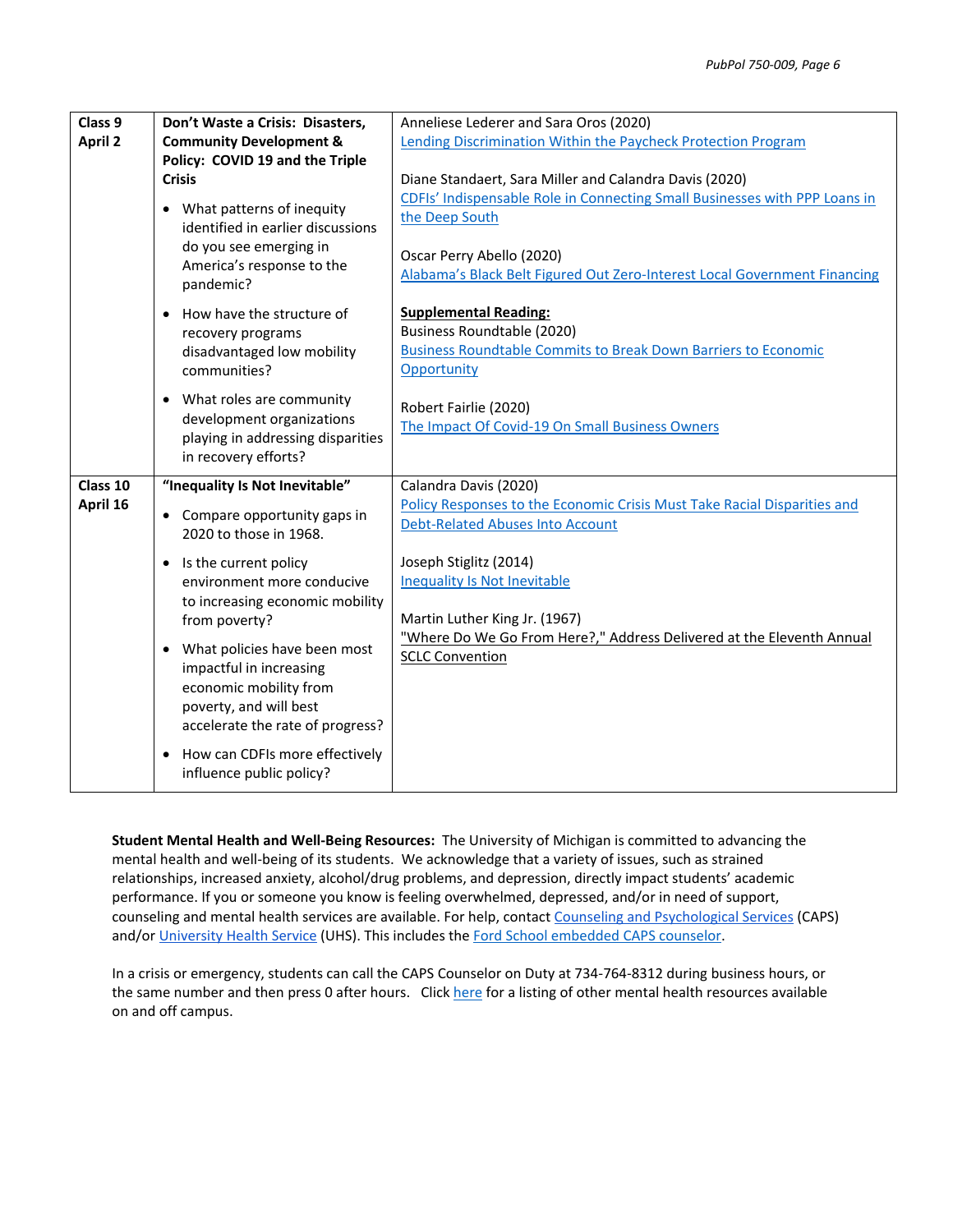| | | |
|---|---|---|
| **Class 9**<br>**April 2** | **Don't Waste a Crisis: Disasters, Community Development & Policy: COVID 19 and the Triple Crisis**<br><br>• What patterns of inequity identified in earlier discussions do you see emerging in America's response to the pandemic?<br><br>• How have the structure of recovery programs disadvantaged low mobility communities?<br><br>• What roles are community development organizations playing in addressing disparities in recovery efforts? | Anneliese Lederer and Sara Oros (2020)<br>Lending Discrimination Within the Paycheck Protection Program<br><br>Diane Standaert, Sara Miller and Calandra Davis (2020)<br>CDFIs' Indispensable Role in Connecting Small Businesses with PPP Loans in the Deep South<br><br>Oscar Perry Abello (2020)<br>Alabama's Black Belt Figured Out Zero-Interest Local Government Financing<br><br>**Supplemental Reading:**<br>Business Roundtable (2020)<br>Business Roundtable Commits to Break Down Barriers to Economic Opportunity<br><br>Robert Fairlie (2020)<br>The Impact Of Covid-19 On Small Business Owners |
| **Class 10**<br>**April 16** | **"Inequality Is Not Inevitable"**<br><br>• Compare opportunity gaps in 2020 to those in 1968.<br><br>• Is the current policy environment more conducive to increasing economic mobility from poverty?<br><br>• What policies have been most impactful in increasing economic mobility from poverty, and will best accelerate the rate of progress?<br><br>• How can CDFIs more effectively influence public policy? | Calandra Davis (2020)<br>Policy Responses to the Economic Crisis Must Take Racial Disparities and Debt-Related Abuses Into Account<br><br>Joseph Stiglitz (2014)<br>Inequality Is Not Inevitable<br><br>Martin Luther King Jr. (1967)<br>"Where Do We Go From Here?," Address Delivered at the Eleventh Annual SCLC Convention |

**Student Mental Health and Well-Being Resources:** The University of Michigan is committed to advancing the mental health and well-being of its students. We acknowledge that a variety of issues, such as strained relationships, increased anxiety, alcohol/drug problems, and depression, directly impact students' academic performance. If you or someone you know is feeling overwhelmed, depressed, and/or in need of support, counseling and mental health services are available. For help, contact Counseling and Psychological Services (CAPS) and/or University Health Service (UHS). This includes the Ford School embedded CAPS counselor.

In a crisis or emergency, students can call the CAPS Counselor on Duty at 734-764-8312 during business hours, or the same number and then press 0 after hours. Click here for a listing of other mental health resources available on and off campus.